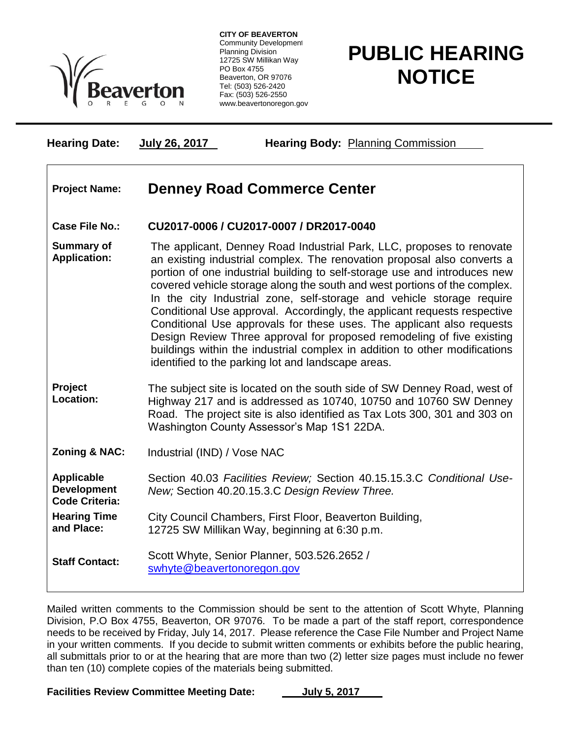**CITY OF BEAVERTON**
Community Development
Planning Division
12725 SW Millikan Way
PO Box 4755
Beaverton, OR 97076
Tel: (503) 526-2420
Fax: (503) 526-2550
www.beavertonoregon.gov

# PUBLIC HEARING NOTICE

**Hearing Date:** **July 26, 2017** **Hearing Body:** Planning Commission

| | |
|---|---|
| **Project Name:** | **Denney Road Commerce Center** |
| **Case File No.:** | **CU2017-0006 / CU2017-0007 / DR2017-0040** |
| **Summary of Application:** | The applicant, Denney Road Industrial Park, LLC, proposes to renovate an existing industrial complex. The renovation proposal also converts a portion of one industrial building to self-storage use and introduces new covered vehicle storage along the south and west portions of the complex. In the city Industrial zone, self-storage and vehicle storage require Conditional Use approval. Accordingly, the applicant requests respective Conditional Use approvals for these uses. The applicant also requests Design Review Three approval for proposed remodeling of five existing buildings within the industrial complex in addition to other modifications identified to the parking lot and landscape areas. |
| **Project Location:** | The subject site is located on the south side of SW Denney Road, west of Highway 217 and is addressed as 10740, 10750 and 10760 SW Denney Road. The project site is also identified as Tax Lots 300, 301 and 303 on Washington County Assessor's Map 1S1 22DA. |
| **Zoning & NAC:** | Industrial (IND) / Vose NAC |
| **Applicable Development Code Criteria:** | Section 40.03 *Facilities Review;* Section 40.15.15.3.C *Conditional Use-New;* Section 40.20.15.3.C *Design Review Three.* |
| **Hearing Time and Place:** | City Council Chambers, First Floor, Beaverton Building, 12725 SW Millikan Way, beginning at 6:30 p.m. |
| **Staff Contact:** | Scott Whyte, Senior Planner, 503.526.2652 / swhyte@beavertonoregon.gov |

Mailed written comments to the Commission should be sent to the attention of Scott Whyte, Planning Division, P.O Box 4755, Beaverton, OR 97076. To be made a part of the staff report, correspondence needs to be received by Friday, July 14, 2017. Please reference the Case File Number and Project Name in your written comments. If you decide to submit written comments or exhibits before the public hearing, all submittals prior to or at the hearing that are more than two (2) letter size pages must include no fewer than ten (10) complete copies of the materials being submitted.

**Facilities Review Committee Meeting Date:** **July 5, 2017**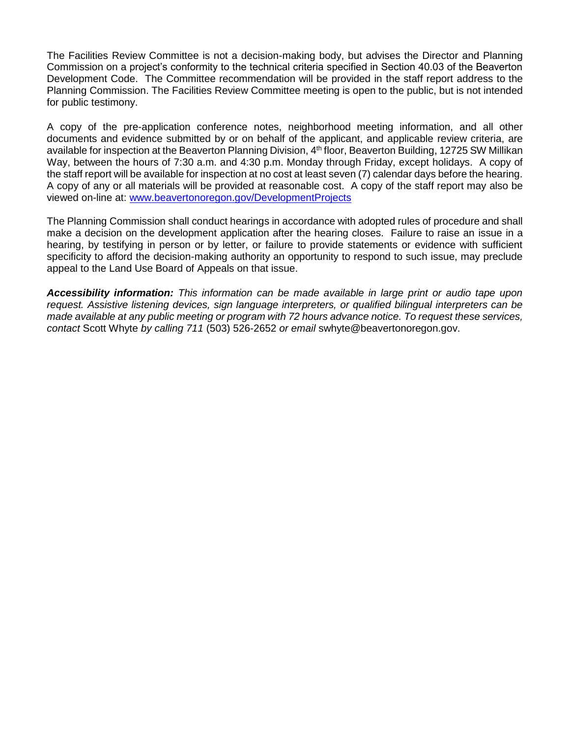The Facilities Review Committee is not a decision-making body, but advises the Director and Planning Commission on a project's conformity to the technical criteria specified in Section 40.03 of the Beaverton Development Code. The Committee recommendation will be provided in the staff report address to the Planning Commission. The Facilities Review Committee meeting is open to the public, but is not intended for public testimony.

A copy of the pre-application conference notes, neighborhood meeting information, and all other documents and evidence submitted by or on behalf of the applicant, and applicable review criteria, are available for inspection at the Beaverton Planning Division, 4th floor, Beaverton Building, 12725 SW Millikan Way, between the hours of 7:30 a.m. and 4:30 p.m. Monday through Friday, except holidays. A copy of the staff report will be available for inspection at no cost at least seven (7) calendar days before the hearing. A copy of any or all materials will be provided at reasonable cost. A copy of the staff report may also be viewed on-line at: [www.beavertonoregon.gov/DevelopmentProjects](http://www.beavertonoregon.gov/DevelopmentProjects)

The Planning Commission shall conduct hearings in accordance with adopted rules of procedure and shall make a decision on the development application after the hearing closes. Failure to raise an issue in a hearing, by testifying in person or by letter, or failure to provide statements or evidence with sufficient specificity to afford the decision-making authority an opportunity to respond to such issue, may preclude appeal to the Land Use Board of Appeals on that issue.

***Accessibility information:*** *This information can be made available in large print or audio tape upon request. Assistive listening devices, sign language interpreters, or qualified bilingual interpreters can be made available at any public meeting or program with 72 hours advance notice. To request these services, contact* Scott Whyte *by calling 711* (503) 526-2652 *or email* swhyte@beavertonoregon.gov.